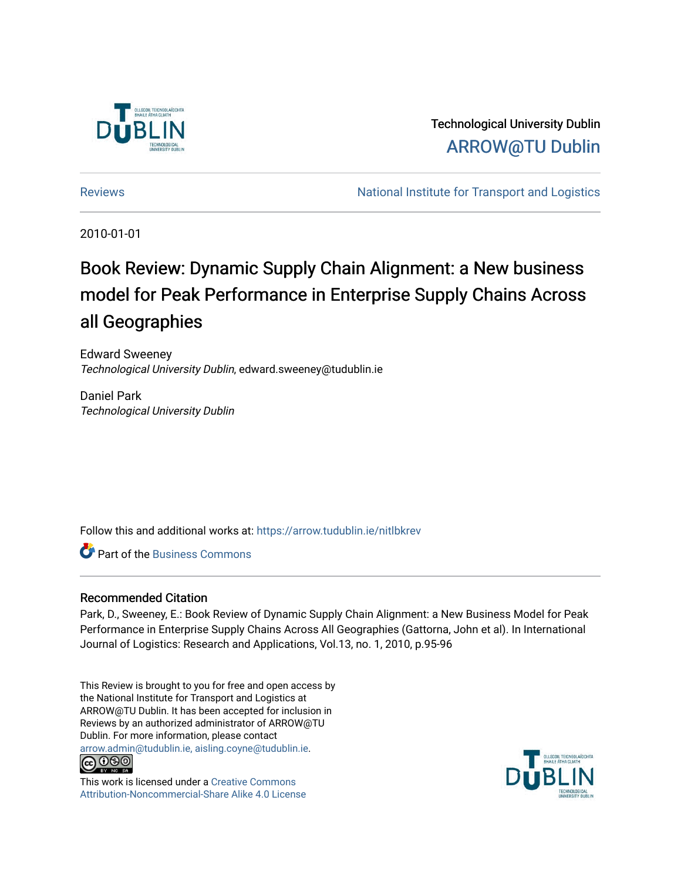Technological University Dublin

ARROW@TU Dublin

Reviews | National Institute for Transport and Logistics

2010-01-01

# Book Review: Dynamic Supply Chain Alignment: a New business model for Peak Performance in Enterprise Supply Chains Across all Geographies

Edward Sweeney
*Technological University Dublin*, edward.sweeney@tudublin.ie

Daniel Park
*Technological University Dublin*

Follow this and additional works at: https://arrow.tudublin.ie/nitlbkrev

Part of the Business Commons

## Recommended Citation

Park, D., Sweeney, E.: Book Review of Dynamic Supply Chain Alignment: a New Business Model for Peak Performance in Enterprise Supply Chains Across All Geographies (Gattorna, John et al). In International Journal of Logistics: Research and Applications, Vol.13, no. 1, 2010, p.95-96

This Review is brought to you for free and open access by the National Institute for Transport and Logistics at ARROW@TU Dublin. It has been accepted for inclusion in Reviews by an authorized administrator of ARROW@TU Dublin. For more information, please contact arrow.admin@tudublin.ie, aisling.coyne@tudublin.ie.

This work is licensed under a Creative Commons Attribution-Noncommercial-Share Alike 4.0 License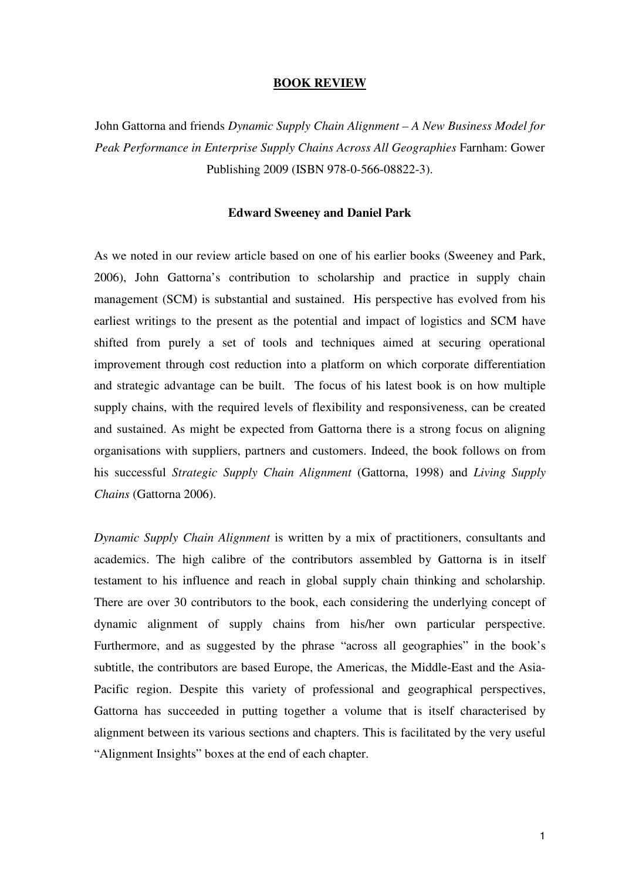**BOOK REVIEW**

John Gattorna and friends *Dynamic Supply Chain Alignment – A New Business Model for Peak Performance in Enterprise Supply Chains Across All Geographies* Farnham: Gower Publishing 2009 (ISBN 978-0-566-08822-3).

**Edward Sweeney and Daniel Park**

As we noted in our review article based on one of his earlier books (Sweeney and Park, 2006), John Gattorna's contribution to scholarship and practice in supply chain management (SCM) is substantial and sustained. His perspective has evolved from his earliest writings to the present as the potential and impact of logistics and SCM have shifted from purely a set of tools and techniques aimed at securing operational improvement through cost reduction into a platform on which corporate differentiation and strategic advantage can be built. The focus of his latest book is on how multiple supply chains, with the required levels of flexibility and responsiveness, can be created and sustained. As might be expected from Gattorna there is a strong focus on aligning organisations with suppliers, partners and customers. Indeed, the book follows on from his successful *Strategic Supply Chain Alignment* (Gattorna, 1998) and *Living Supply Chains* (Gattorna 2006).

*Dynamic Supply Chain Alignment* is written by a mix of practitioners, consultants and academics. The high calibre of the contributors assembled by Gattorna is in itself testament to his influence and reach in global supply chain thinking and scholarship. There are over 30 contributors to the book, each considering the underlying concept of dynamic alignment of supply chains from his/her own particular perspective. Furthermore, and as suggested by the phrase "across all geographies" in the book's subtitle, the contributors are based Europe, the Americas, the Middle-East and the Asia-Pacific region. Despite this variety of professional and geographical perspectives, Gattorna has succeeded in putting together a volume that is itself characterised by alignment between its various sections and chapters. This is facilitated by the very useful "Alignment Insights" boxes at the end of each chapter.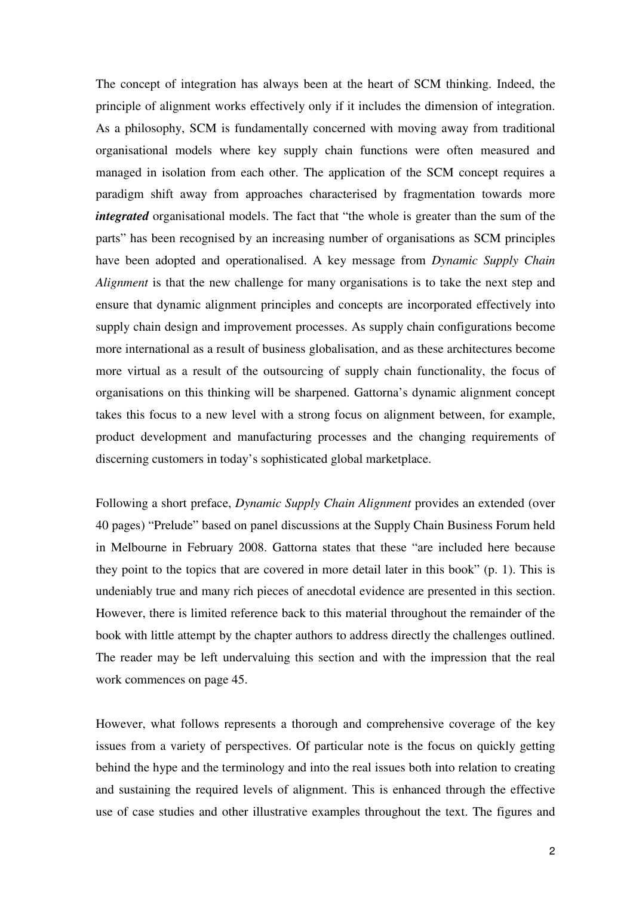The concept of integration has always been at the heart of SCM thinking. Indeed, the principle of alignment works effectively only if it includes the dimension of integration. As a philosophy, SCM is fundamentally concerned with moving away from traditional organisational models where key supply chain functions were often measured and managed in isolation from each other. The application of the SCM concept requires a paradigm shift away from approaches characterised by fragmentation towards more ***integrated*** organisational models. The fact that "the whole is greater than the sum of the parts" has been recognised by an increasing number of organisations as SCM principles have been adopted and operationalised. A key message from *Dynamic Supply Chain Alignment* is that the new challenge for many organisations is to take the next step and ensure that dynamic alignment principles and concepts are incorporated effectively into supply chain design and improvement processes. As supply chain configurations become more international as a result of business globalisation, and as these architectures become more virtual as a result of the outsourcing of supply chain functionality, the focus of organisations on this thinking will be sharpened. Gattorna's dynamic alignment concept takes this focus to a new level with a strong focus on alignment between, for example, product development and manufacturing processes and the changing requirements of discerning customers in today's sophisticated global marketplace.

Following a short preface, *Dynamic Supply Chain Alignment* provides an extended (over 40 pages) "Prelude" based on panel discussions at the Supply Chain Business Forum held in Melbourne in February 2008. Gattorna states that these "are included here because they point to the topics that are covered in more detail later in this book" (p. 1). This is undeniably true and many rich pieces of anecdotal evidence are presented in this section. However, there is limited reference back to this material throughout the remainder of the book with little attempt by the chapter authors to address directly the challenges outlined. The reader may be left undervaluing this section and with the impression that the real work commences on page 45.

However, what follows represents a thorough and comprehensive coverage of the key issues from a variety of perspectives. Of particular note is the focus on quickly getting behind the hype and the terminology and into the real issues both into relation to creating and sustaining the required levels of alignment. This is enhanced through the effective use of case studies and other illustrative examples throughout the text. The figures and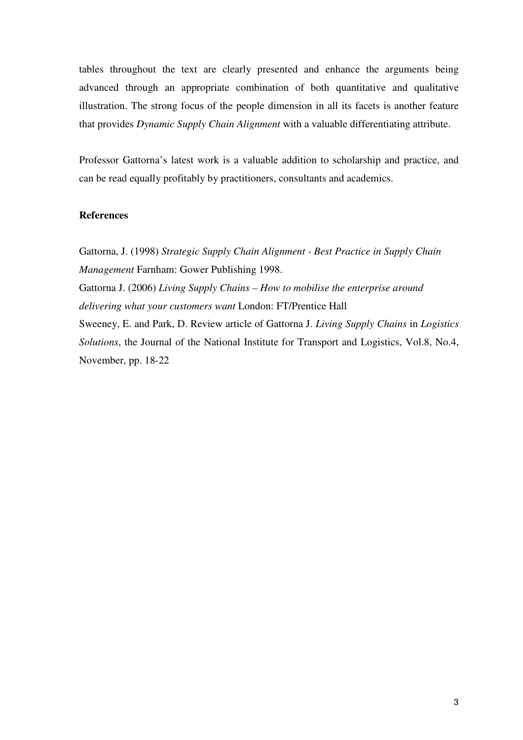tables throughout the text are clearly presented and enhance the arguments being advanced through an appropriate combination of both quantitative and qualitative illustration. The strong focus of the people dimension in all its facets is another feature that provides *Dynamic Supply Chain Alignment* with a valuable differentiating attribute.

Professor Gattorna's latest work is a valuable addition to scholarship and practice, and can be read equally profitably by practitioners, consultants and academics.

**References**

Gattorna, J. (1998) *Strategic Supply Chain Alignment - Best Practice in Supply Chain Management* Farnham: Gower Publishing 1998.

Gattorna J. (2006) *Living Supply Chains – How to mobilise the enterprise around delivering what your customers want* London: FT/Prentice Hall

Sweeney, E. and Park, D. Review article of Gattorna J. *Living Supply Chains* in *Logistics Solutions*, the Journal of the National Institute for Transport and Logistics, Vol.8, No.4, November, pp. 18-22